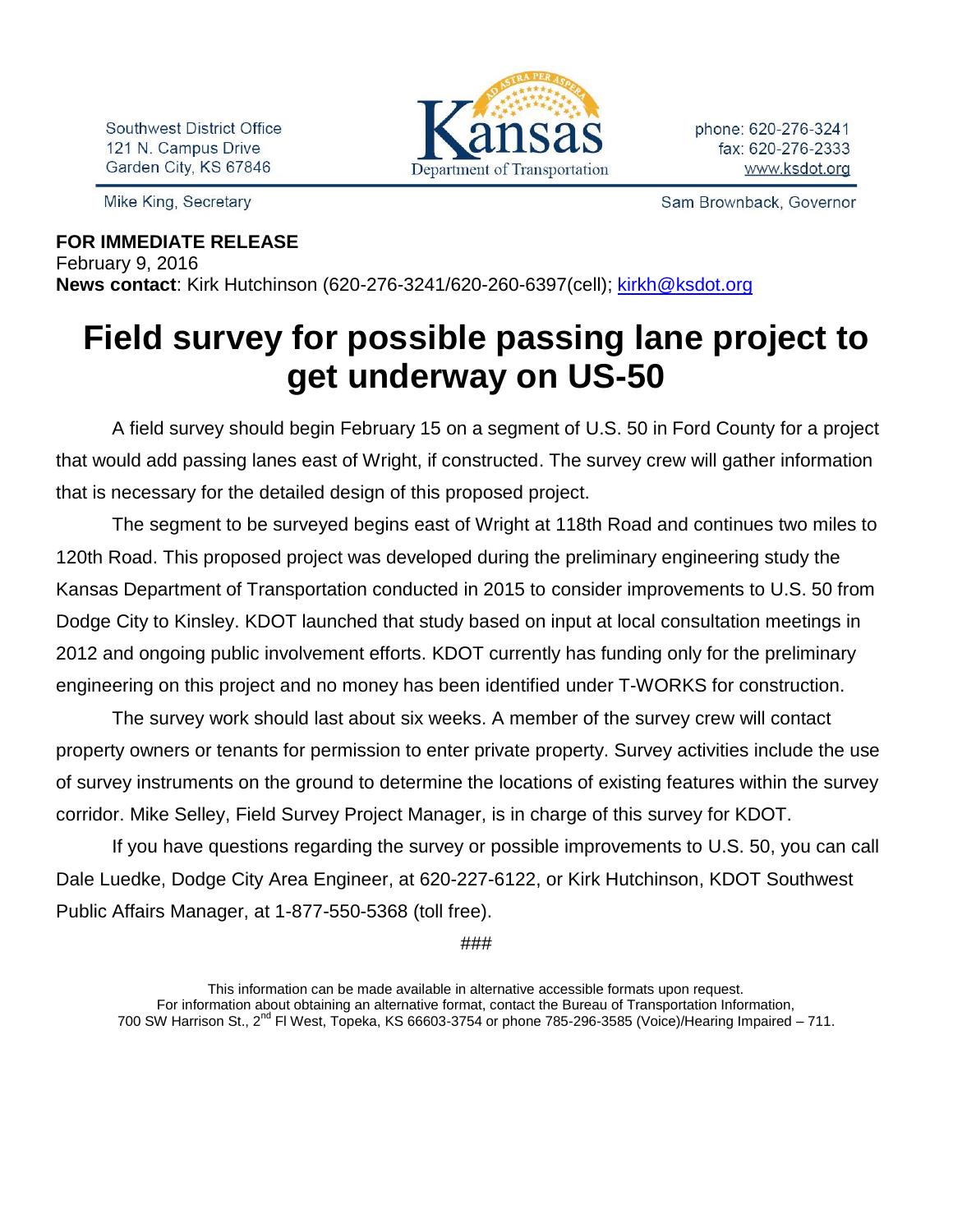Southwest District Office
121 N. Campus Drive
Garden City, KS 67846

Kansas Department of Transportation

phone: 620-276-3241
fax: 620-276-2333
www.ksdot.org

Mike King, Secretary

Sam Brownback, Governor

**FOR IMMEDIATE RELEASE**
February 9, 2016
**News contact**: Kirk Hutchinson (620-276-3241/620-260-6397(cell); kirkh@ksdot.org

# Field survey for possible passing lane project to get underway on US-50

A field survey should begin February 15 on a segment of U.S. 50 in Ford County for a project that would add passing lanes east of Wright, if constructed. The survey crew will gather information that is necessary for the detailed design of this proposed project.

The segment to be surveyed begins east of Wright at 118th Road and continues two miles to 120th Road. This proposed project was developed during the preliminary engineering study the Kansas Department of Transportation conducted in 2015 to consider improvements to U.S. 50 from Dodge City to Kinsley. KDOT launched that study based on input at local consultation meetings in 2012 and ongoing public involvement efforts. KDOT currently has funding only for the preliminary engineering on this project and no money has been identified under T-WORKS for construction.

The survey work should last about six weeks. A member of the survey crew will contact property owners or tenants for permission to enter private property. Survey activities include the use of survey instruments on the ground to determine the locations of existing features within the survey corridor. Mike Selley, Field Survey Project Manager, is in charge of this survey for KDOT.

If you have questions regarding the survey or possible improvements to U.S. 50, you can call Dale Luedke, Dodge City Area Engineer, at 620-227-6122, or Kirk Hutchinson, KDOT Southwest Public Affairs Manager, at 1-877-550-5368 (toll free).

###

This information can be made available in alternative accessible formats upon request.
For information about obtaining an alternative format, contact the Bureau of Transportation Information,
700 SW Harrison St., 2nd Fl West, Topeka, KS 66603-3754 or phone 785-296-3585 (Voice)/Hearing Impaired – 711.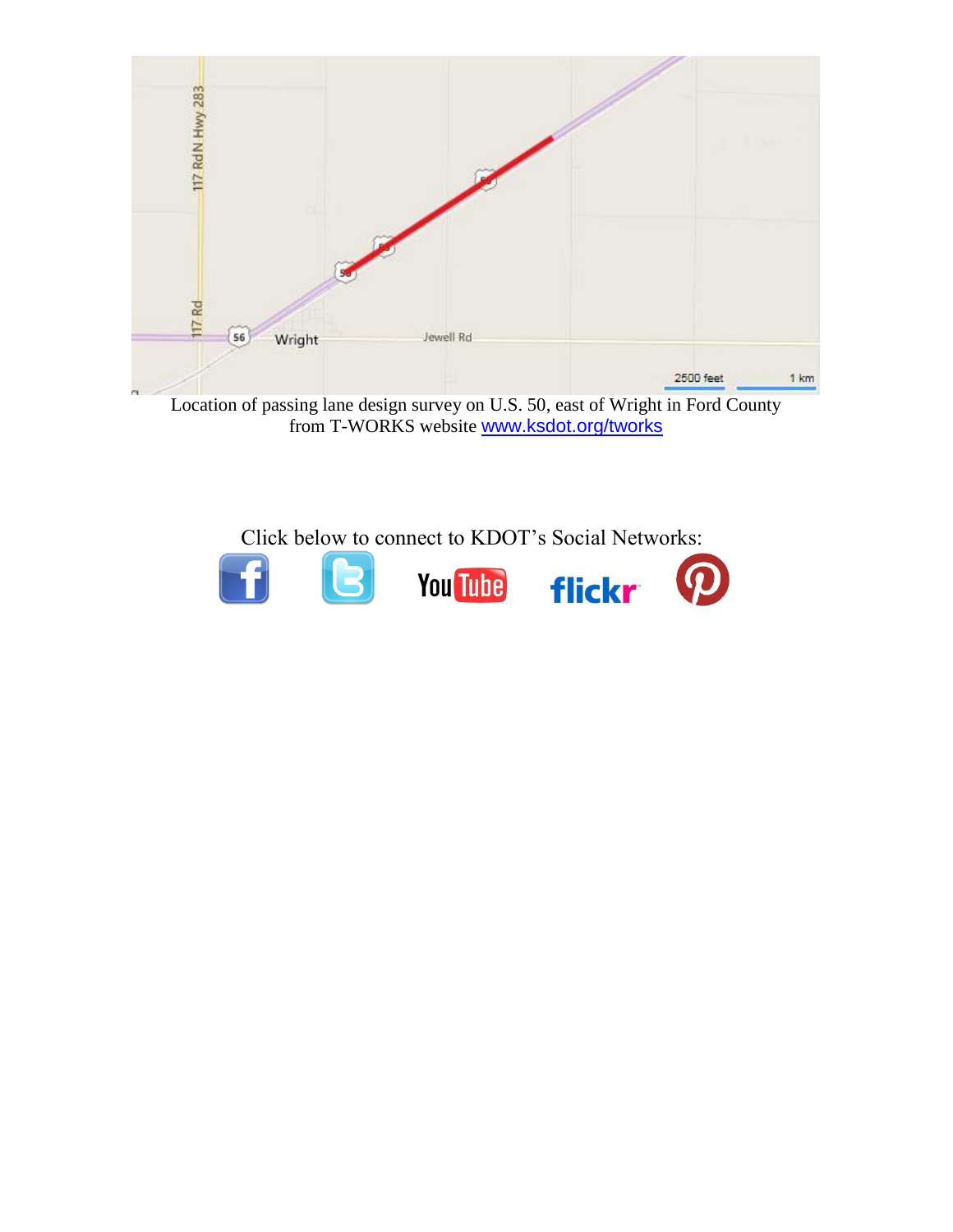Location of passing lane design survey on U.S. 50, east of Wright in Ford County from T-WORKS website www.ksdot.org/tworks

Click below to connect to KDOT's Social Networks: